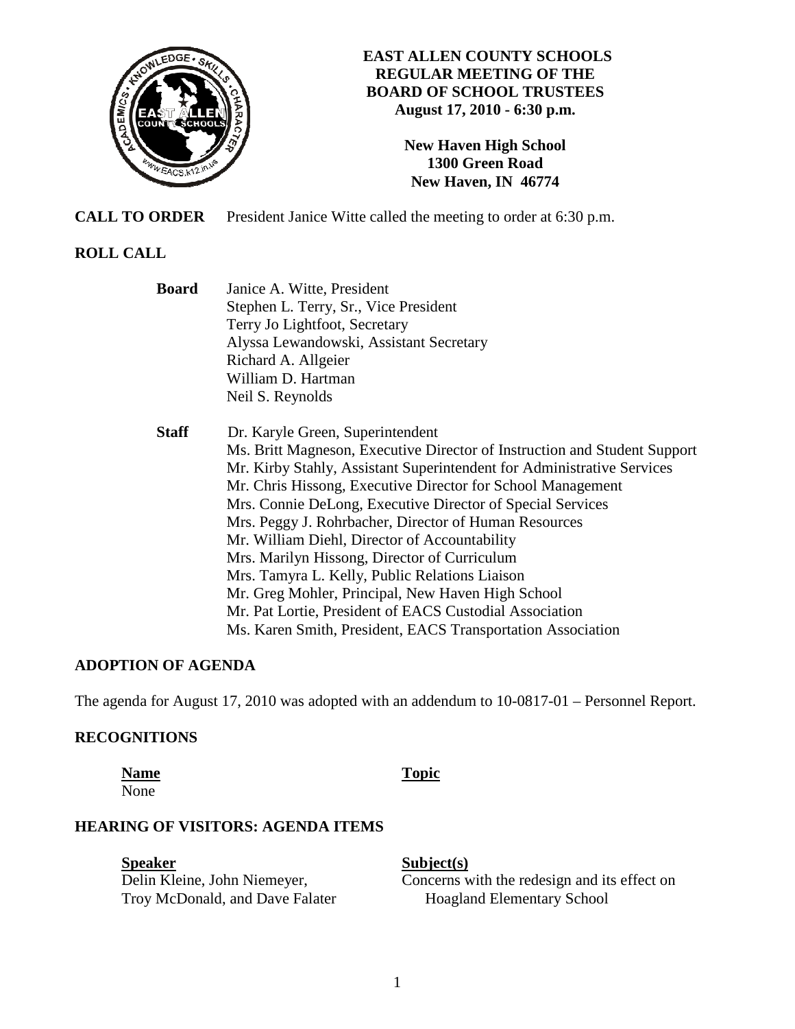# EAST ALLEN COUNTY SCHOOLS
## REGULAR MEETING OF THE BOARD OF SCHOOL TRUSTEES
**August 17, 2010 - 6:30 p.m.**

**New Haven High School**
**1300 Green Road**
**New Haven, IN 46774**

**CALL TO ORDER** President Janice Witte called the meeting to order at 6:30 p.m.

## ROLL CALL

**Board**
Janice A. Witte, President
Stephen L. Terry, Sr., Vice President
Terry Jo Lightfoot, Secretary
Alyssa Lewandowski, Assistant Secretary
Richard A. Allgeier
William D. Hartman
Neil S. Reynolds

**Staff**
Dr. Karyle Green, Superintendent
Ms. Britt Magneson, Executive Director of Instruction and Student Support
Mr. Kirby Stahly, Assistant Superintendent for Administrative Services
Mr. Chris Hissong, Executive Director for School Management
Mrs. Connie DeLong, Executive Director of Special Services
Mrs. Peggy J. Rohrbacher, Director of Human Resources
Mr. William Diehl, Director of Accountability
Mrs. Marilyn Hissong, Director of Curriculum
Mrs. Tamyra L. Kelly, Public Relations Liaison
Mr. Greg Mohler, Principal, New Haven High School
Mr. Pat Lortie, President of EACS Custodial Association
Ms. Karen Smith, President, EACS Transportation Association

## ADOPTION OF AGENDA

The agenda for August 17, 2010 was adopted with an addendum to 10-0817-01 – Personnel Report.

## RECOGNITIONS

| Name | Topic |
|---|---|
| None | |

## HEARING OF VISITORS: AGENDA ITEMS

| Speaker | Subject(s) |
|---|---|
| Delin Kleine, John Niemeyer, Troy McDonald, and Dave Falater | Concerns with the redesign and its effect on Hoagland Elementary School |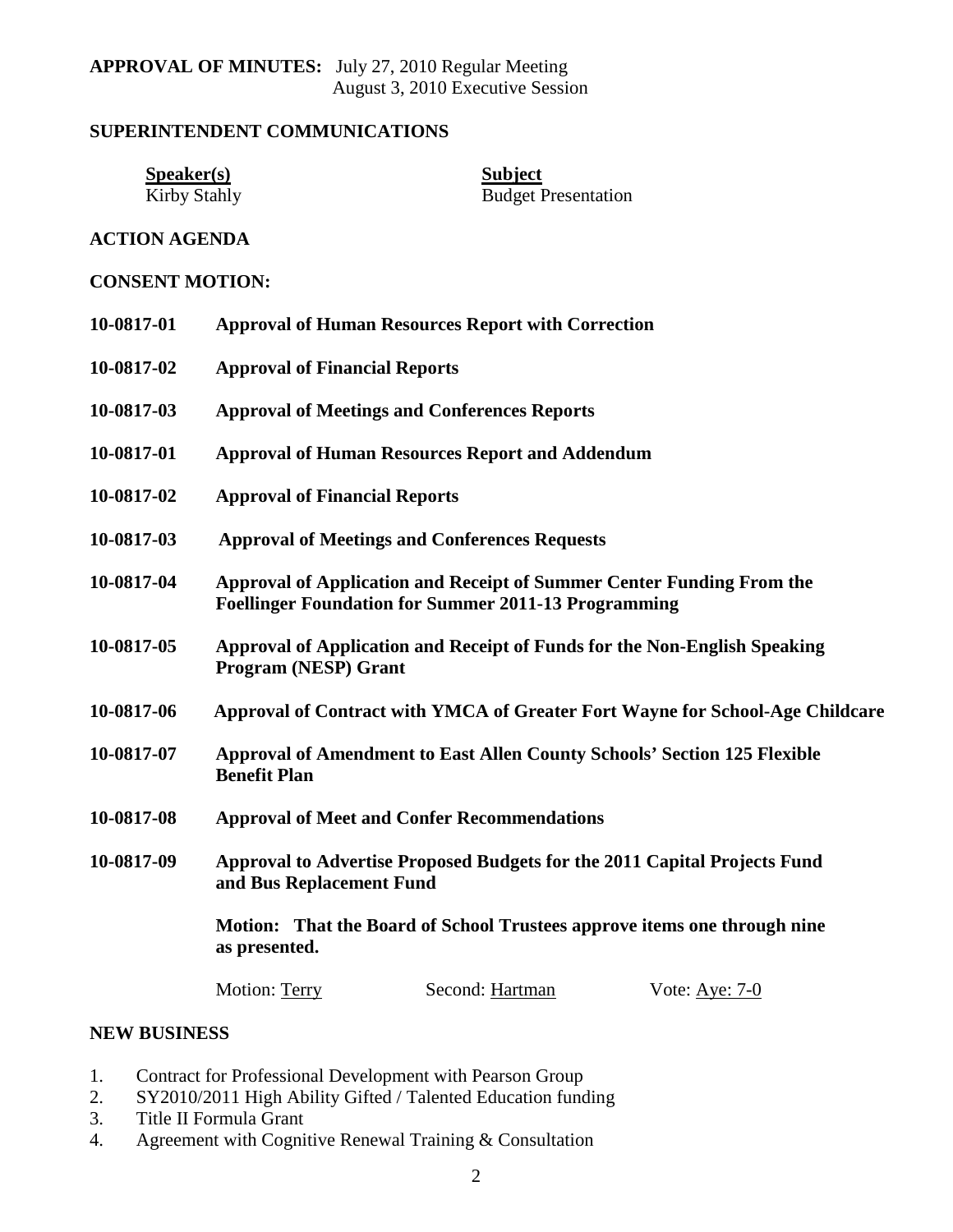**APPROVAL OF MINUTES:** July 27, 2010 Regular Meeting
August 3, 2010 Executive Session

## SUPERINTENDENT COMMUNICATIONS

| **Speaker(s)** | **Subject** |
| --- | --- |
| Kirby Stahly | Budget Presentation |

## ACTION AGENDA

## CONSENT MOTION:

**10-0817-01** **Approval of Human Resources Report with Correction**

**10-0817-02** **Approval of Financial Reports**

**10-0817-03** **Approval of Meetings and Conferences Reports**

**10-0817-01** **Approval of Human Resources Report and Addendum**

**10-0817-02** **Approval of Financial Reports**

**10-0817-03** **Approval of Meetings and Conferences Requests**

**10-0817-04** **Approval of Application and Receipt of Summer Center Funding From the Foellinger Foundation for Summer 2011-13 Programming**

**10-0817-05** **Approval of Application and Receipt of Funds for the Non-English Speaking Program (NESP) Grant**

**10-0817-06** **Approval of Contract with YMCA of Greater Fort Wayne for School-Age Childcare**

**10-0817-07** **Approval of Amendment to East Allen County Schools' Section 125 Flexible Benefit Plan**

**10-0817-08** **Approval of Meet and Confer Recommendations**

**10-0817-09** **Approval to Advertise Proposed Budgets for the 2011 Capital Projects Fund and Bus Replacement Fund**

**Motion: That the Board of School Trustees approve items one through nine as presented.**

Motion: Terry Second: Hartman Vote: Aye: 7-0

## NEW BUSINESS

1. Contract for Professional Development with Pearson Group
2. SY2010/2011 High Ability Gifted / Talented Education funding
3. Title II Formula Grant
4. Agreement with Cognitive Renewal Training & Consultation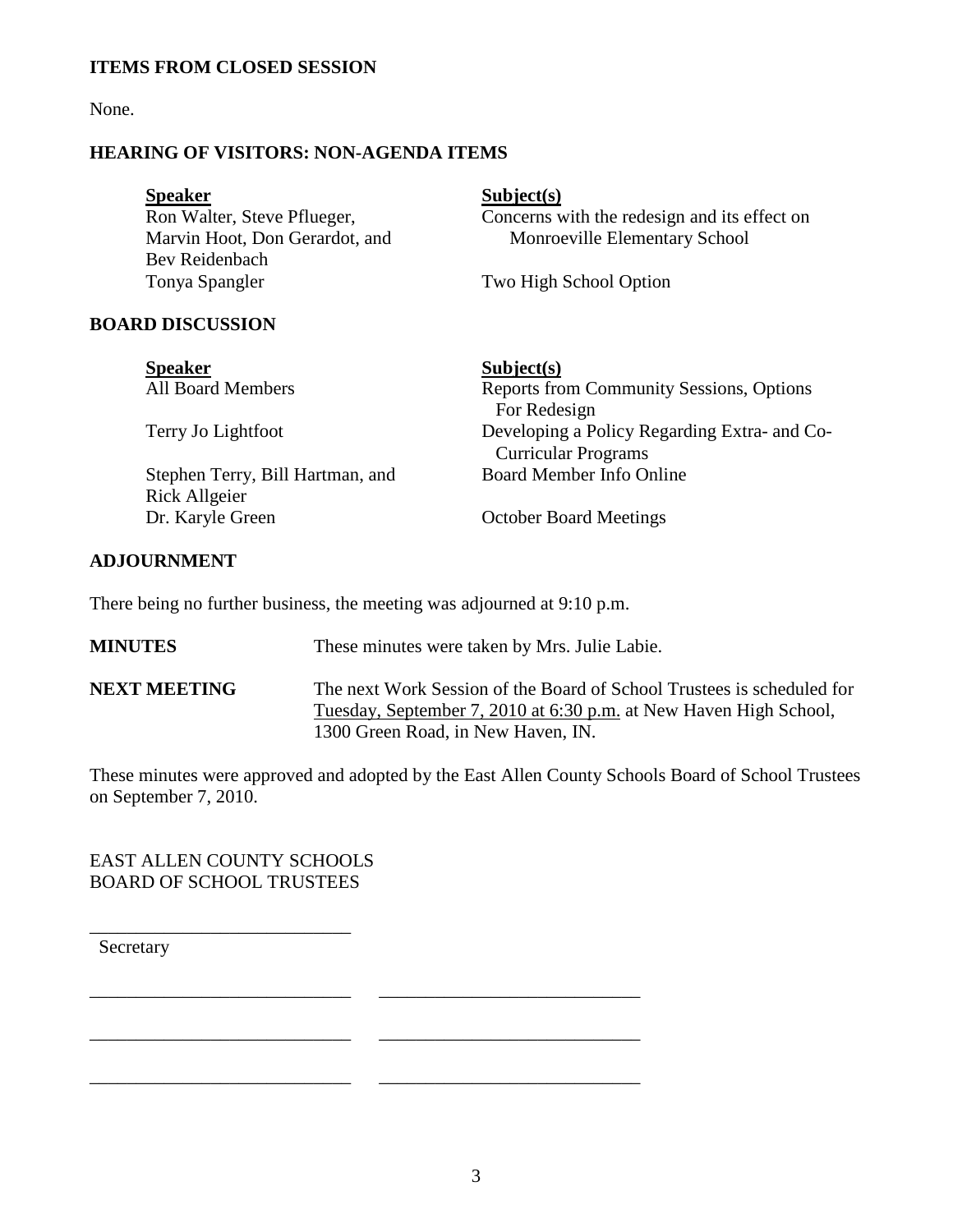## ITEMS FROM CLOSED SESSION

None.

## HEARING OF VISITORS: NON-AGENDA ITEMS

| Speaker | Subject(s) |
|---|---|
| Ron Walter, Steve Pflueger, Marvin Hoot, Don Gerardot, and Bev Reidenbach | Concerns with the redesign and its effect on Monroeville Elementary School |
| Tonya Spangler | Two High School Option |

## BOARD DISCUSSION

| Speaker | Subject(s) |
|---|---|
| All Board Members | Reports from Community Sessions, Options For Redesign |
| Terry Jo Lightfoot | Developing a Policy Regarding Extra- and Co-Curricular Programs |
| Stephen Terry, Bill Hartman, and Rick Allgeier | Board Member Info Online |
| Dr. Karyle Green | October Board Meetings |

## ADJOURNMENT

There being no further business, the meeting was adjourned at 9:10 p.m.

**MINUTES** These minutes were taken by Mrs. Julie Labie.

**NEXT MEETING** The next Work Session of the Board of School Trustees is scheduled for Tuesday, September 7, 2010 at 6:30 p.m. at New Haven High School, 1300 Green Road, in New Haven, IN.

These minutes were approved and adopted by the East Allen County Schools Board of School Trustees on September 7, 2010.

EAST ALLEN COUNTY SCHOOLS
BOARD OF SCHOOL TRUSTEES

____________________________
Secretary

____________________________ ____________________________

____________________________ ____________________________

____________________________ ____________________________